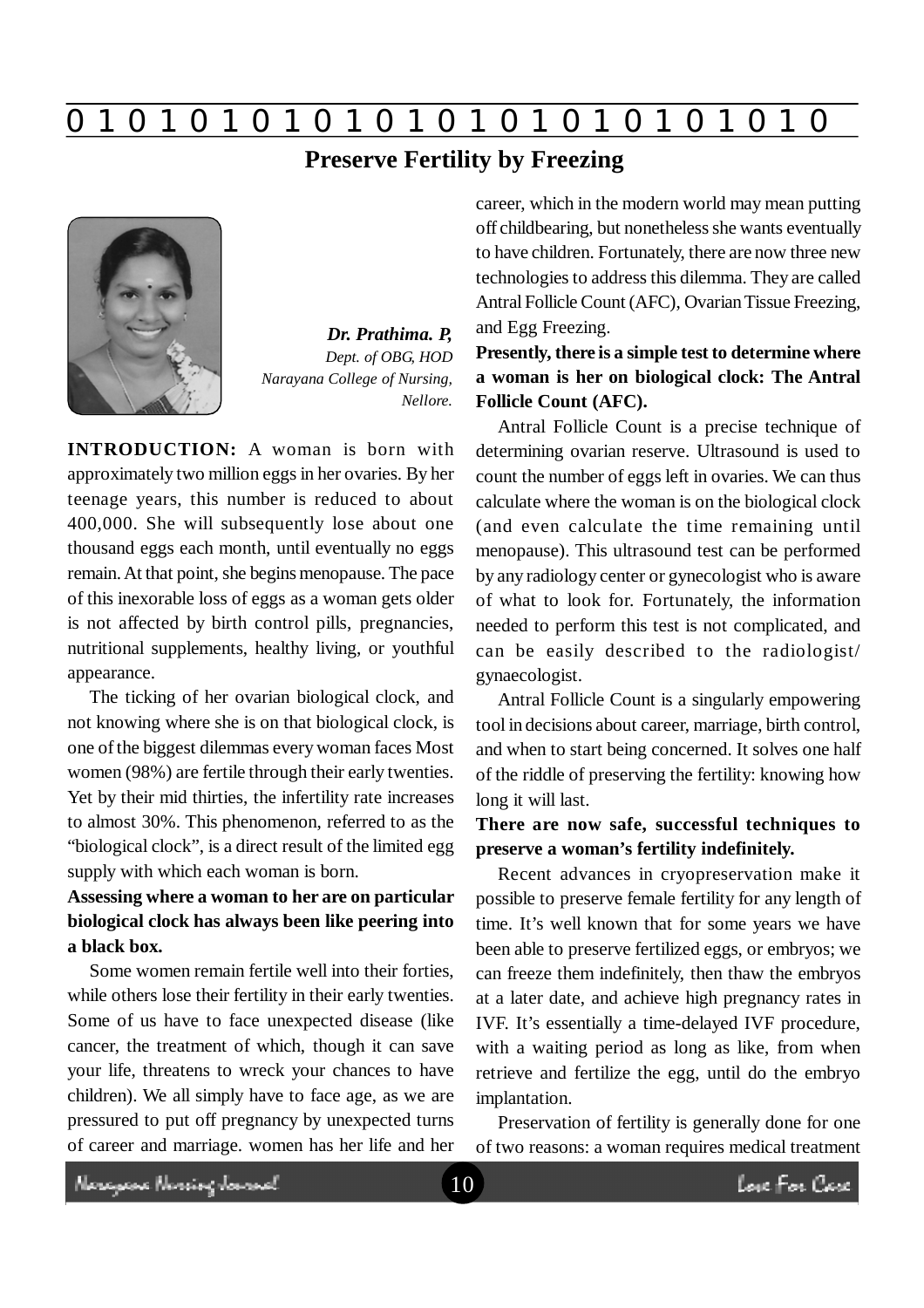# Preserve Fertility by Freezing

***Dr. Prathima. P,***
*Dept. of OBG, HOD*
*Narayana College of Nursing,*
*Nellore.*

**INTRODUCTION:** A woman is born with approximately two million eggs in her ovaries. By her teenage years, this number is reduced to about 400,000. She will subsequently lose about one thousand eggs each month, until eventually no eggs remain. At that point, she begins menopause. The pace of this inexorable loss of eggs as a woman gets older is not affected by birth control pills, pregnancies, nutritional supplements, healthy living, or youthful appearance.

The ticking of her ovarian biological clock, and not knowing where she is on that biological clock, is one of the biggest dilemmas every woman faces Most women (98%) are fertile through their early twenties. Yet by their mid thirties, the infertility rate increases to almost 30%. This phenomenon, referred to as the "biological clock", is a direct result of the limited egg supply with which each woman is born.

**Assessing where a woman to her are on particular biological clock has always been like peering into a black box.**

Some women remain fertile well into their forties, while others lose their fertility in their early twenties. Some of us have to face unexpected disease (like cancer, the treatment of which, though it can save your life, threatens to wreck your chances to have children). We all simply have to face age, as we are pressured to put off pregnancy by unexpected turns of career and marriage. women has her life and her career, which in the modern world may mean putting off childbearing, but nonetheless she wants eventually to have children. Fortunately, there are now three new technologies to address this dilemma. They are called Antral Follicle Count (AFC), Ovarian Tissue Freezing, and Egg Freezing.

**Presently, there is a simple test to determine where a woman is her on biological clock: The Antral Follicle Count (AFC).**

Antral Follicle Count is a precise technique of determining ovarian reserve. Ultrasound is used to count the number of eggs left in ovaries. We can thus calculate where the woman is on the biological clock (and even calculate the time remaining until menopause). This ultrasound test can be performed by any radiology center or gynecologist who is aware of what to look for. Fortunately, the information needed to perform this test is not complicated, and can be easily described to the radiologist/ gynaecologist.

Antral Follicle Count is a singularly empowering tool in decisions about career, marriage, birth control, and when to start being concerned. It solves one half of the riddle of preserving the fertility: knowing how long it will last.

**There are now safe, successful techniques to preserve a woman's fertility indefinitely.**

Recent advances in cryopreservation make it possible to preserve female fertility for any length of time. It's well known that for some years we have been able to preserve fertilized eggs, or embryos; we can freeze them indefinitely, then thaw the embryos at a later date, and achieve high pregnancy rates in IVF. It's essentially a time-delayed IVF procedure, with a waiting period as long as like, from when retrieve and fertilize the egg, until do the embryo implantation.

Preservation of fertility is generally done for one of two reasons: a woman requires medical treatment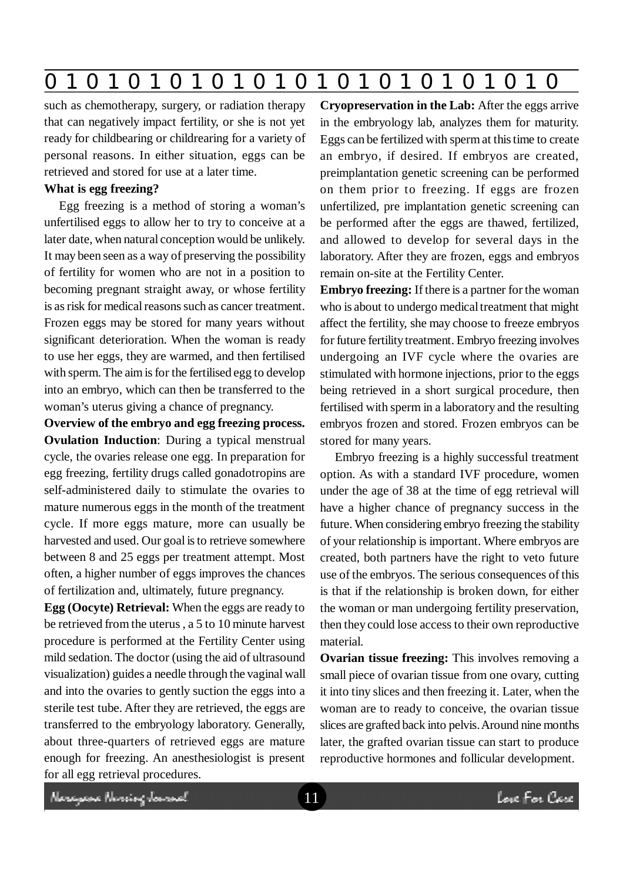such as chemotherapy, surgery, or radiation therapy that can negatively impact fertility, or she is not yet ready for childbearing or childrearing for a variety of personal reasons. In either situation, eggs can be retrieved and stored for use at a later time.

**What is egg freezing?**

Egg freezing is a method of storing a woman's unfertilised eggs to allow her to try to conceive at a later date, when natural conception would be unlikely. It may been seen as a way of preserving the possibility of fertility for women who are not in a position to becoming pregnant straight away, or whose fertility is as risk for medical reasons such as cancer treatment. Frozen eggs may be stored for many years without significant deterioration. When the woman is ready to use her eggs, they are warmed, and then fertilised with sperm. The aim is for the fertilised egg to develop into an embryo, which can then be transferred to the woman's uterus giving a chance of pregnancy.

**Overview of the embryo and egg freezing process.**

**Ovulation Induction**: During a typical menstrual cycle, the ovaries release one egg. In preparation for egg freezing, fertility drugs called gonadotropins are self-administered daily to stimulate the ovaries to mature numerous eggs in the month of the treatment cycle. If more eggs mature, more can usually be harvested and used. Our goal is to retrieve somewhere between 8 and 25 eggs per treatment attempt. Most often, a higher number of eggs improves the chances of fertilization and, ultimately, future pregnancy.

**Egg (Oocyte) Retrieval:** When the eggs are ready to be retrieved from the uterus , a 5 to 10 minute harvest procedure is performed at the Fertility Center using mild sedation. The doctor (using the aid of ultrasound visualization) guides a needle through the vaginal wall and into the ovaries to gently suction the eggs into a sterile test tube. After they are retrieved, the eggs are transferred to the embryology laboratory. Generally, about three-quarters of retrieved eggs are mature enough for freezing. An anesthesiologist is present for all egg retrieval procedures.

**Cryopreservation in the Lab:** After the eggs arrive in the embryology lab, analyzes them for maturity. Eggs can be fertilized with sperm at this time to create an embryo, if desired. If embryos are created, preimplantation genetic screening can be performed on them prior to freezing. If eggs are frozen unfertilized, pre implantation genetic screening can be performed after the eggs are thawed, fertilized, and allowed to develop for several days in the laboratory. After they are frozen, eggs and embryos remain on-site at the Fertility Center.

**Embryo freezing:** If there is a partner for the woman who is about to undergo medical treatment that might affect the fertility, she may choose to freeze embryos for future fertility treatment. Embryo freezing involves undergoing an IVF cycle where the ovaries are stimulated with hormone injections, prior to the eggs being retrieved in a short surgical procedure, then fertilised with sperm in a laboratory and the resulting embryos frozen and stored. Frozen embryos can be stored for many years.

Embryo freezing is a highly successful treatment option. As with a standard IVF procedure, women under the age of 38 at the time of egg retrieval will have a higher chance of pregnancy success in the future. When considering embryo freezing the stability of your relationship is important. Where embryos are created, both partners have the right to veto future use of the embryos. The serious consequences of this is that if the relationship is broken down, for either the woman or man undergoing fertility preservation, then they could lose access to their own reproductive material.

**Ovarian tissue freezing:** This involves removing a small piece of ovarian tissue from one ovary, cutting it into tiny slices and then freezing it. Later, when the woman are to ready to conceive, the ovarian tissue slices are grafted back into pelvis. Around nine months later, the grafted ovarian tissue can start to produce reproductive hormones and follicular development.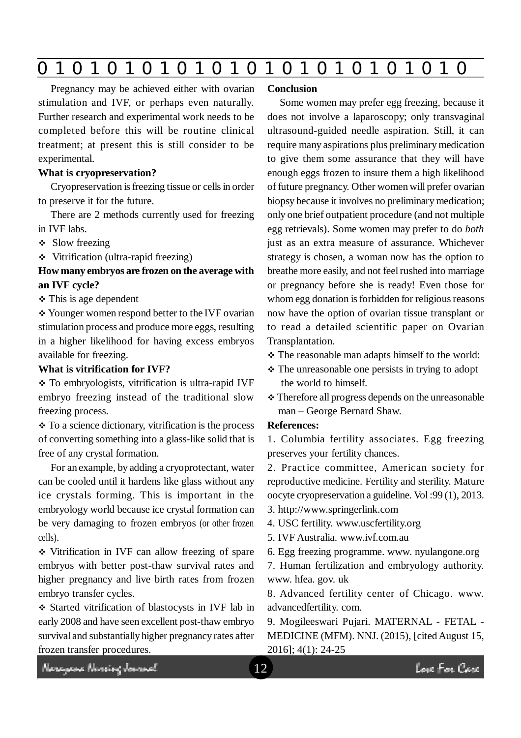Pregnancy may be achieved either with ovarian stimulation and IVF, or perhaps even naturally. Further research and experimental work needs to be completed before this will be routine clinical treatment; at present this is still consider to be experimental.

**What is cryopreservation?**

Cryopreservation is freezing tissue or cells in order to preserve it for the future.

There are 2 methods currently used for freezing in IVF labs.

- Slow freezing
- Vitrification (ultra-rapid freezing)

**How many embryos are frozen on the average with an IVF cycle?**

- This is age dependent
- Younger women respond better to the IVF ovarian stimulation process and produce more eggs, resulting in a higher likelihood for having excess embryos available for freezing.

**What is vitrification for IVF?**

- To embryologists, vitrification is ultra-rapid IVF embryo freezing instead of the traditional slow freezing process.
- To a science dictionary, vitrification is the process of converting something into a glass-like solid that is free of any crystal formation.

For an example, by adding a cryoprotectant, water can be cooled until it hardens like glass without any ice crystals forming. This is important in the embryology world because ice crystal formation can be very damaging to frozen embryos (or other frozen cells).

- Vitrification in IVF can allow freezing of spare embryos with better post-thaw survival rates and higher pregnancy and live birth rates from frozen embryo transfer cycles.
- Started vitrification of blastocysts in IVF lab in early 2008 and have seen excellent post-thaw embryo survival and substantially higher pregnancy rates after frozen transfer procedures.

**Conclusion**

Some women may prefer egg freezing, because it does not involve a laparoscopy; only transvaginal ultrasound-guided needle aspiration. Still, it can require many aspirations plus preliminary medication to give them some assurance that they will have enough eggs frozen to insure them a high likelihood of future pregnancy. Other women will prefer ovarian biopsy because it involves no preliminary medication; only one brief outpatient procedure (and not multiple egg retrievals). Some women may prefer to do *both* just as an extra measure of assurance. Whichever strategy is chosen, a woman now has the option to breathe more easily, and not feel rushed into marriage or pregnancy before she is ready! Even those for whom egg donation is forbidden for religious reasons now have the option of ovarian tissue transplant or to read a detailed scientific paper on Ovarian Transplantation.

- The reasonable man adapts himself to the world:
- The unreasonable one persists in trying to adopt the world to himself.
- Therefore all progress depends on the unreasonable man – George Bernard Shaw.

**References:**

1. Columbia fertility associates. Egg freezing preserves your fertility chances.
2. Practice committee, American society for reproductive medicine. Fertility and sterility. Mature oocyte cryopreservation a guideline. Vol :99 (1), 2013.
3. http://www.springerlink.com
4. USC fertility. www.uscfertility.org
5. IVF Australia. www.ivf.com.au
6. Egg freezing programme. www. nyulangone.org
7. Human fertilization and embryology authority. www. hfea. gov. uk
8. Advanced fertility center of Chicago. www. advancedfertility. com.
9. Mogileeswari Pujari. MATERNAL - FETAL - MEDICINE (MFM). NNJ. (2015), [cited August 15, 2016]; 4(1): 24-25